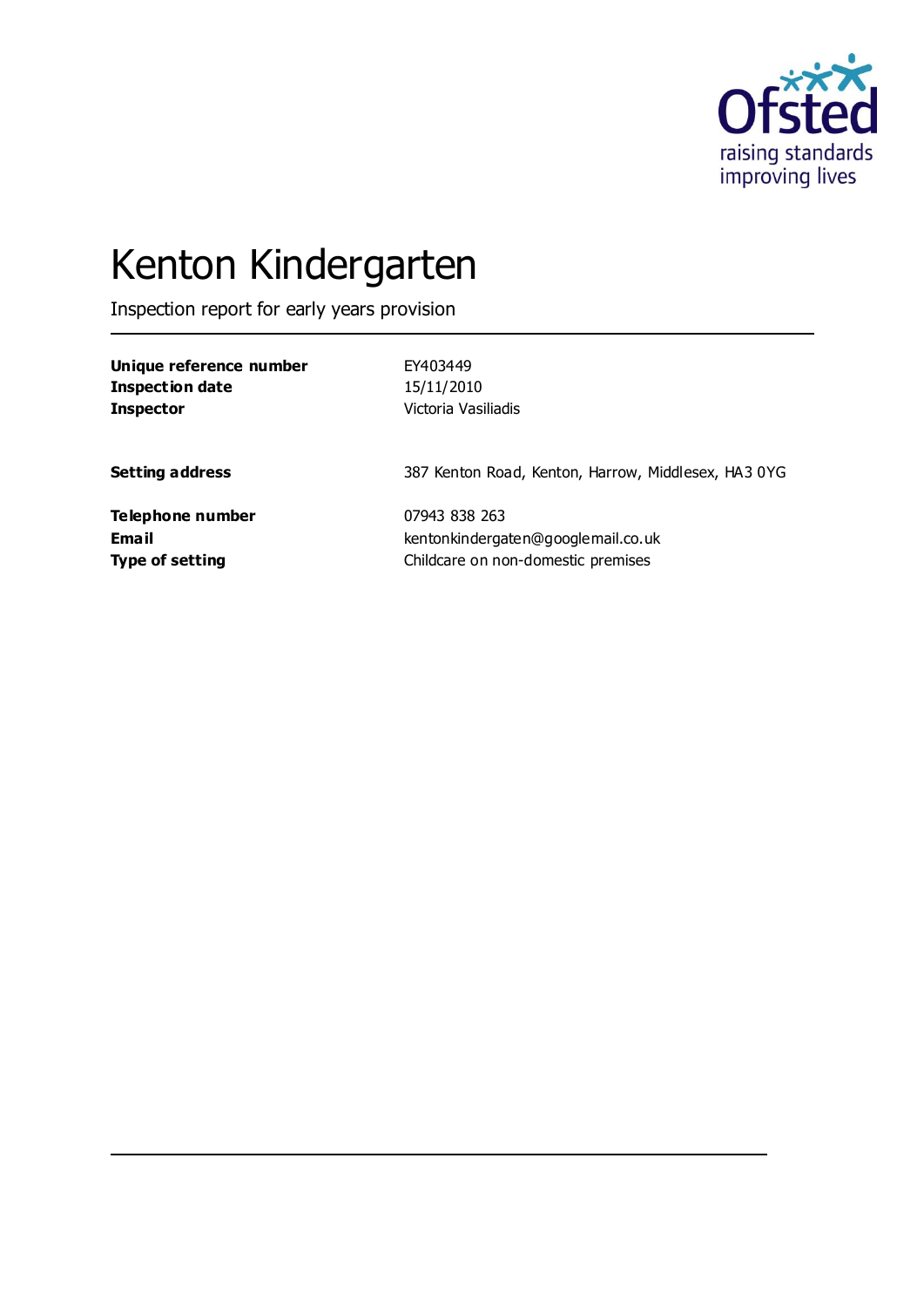# Kenton Kindergarten

Inspection report for early years provision

| | |
|---|---|
| **Unique reference number** | EY403449 |
| **Inspection date** | 15/11/2010 |
| **Inspector** | Victoria Vasiliadis |
| | |
| **Setting address** | 387 Kenton Road, Kenton, Harrow, Middlesex, HA3 0YG |
| | |
| **Telephone number** | 07943 838 263 |
| **Email** | kentonkindergaten@googlemail.co.uk |
| **Type of setting** | Childcare on non-domestic premises |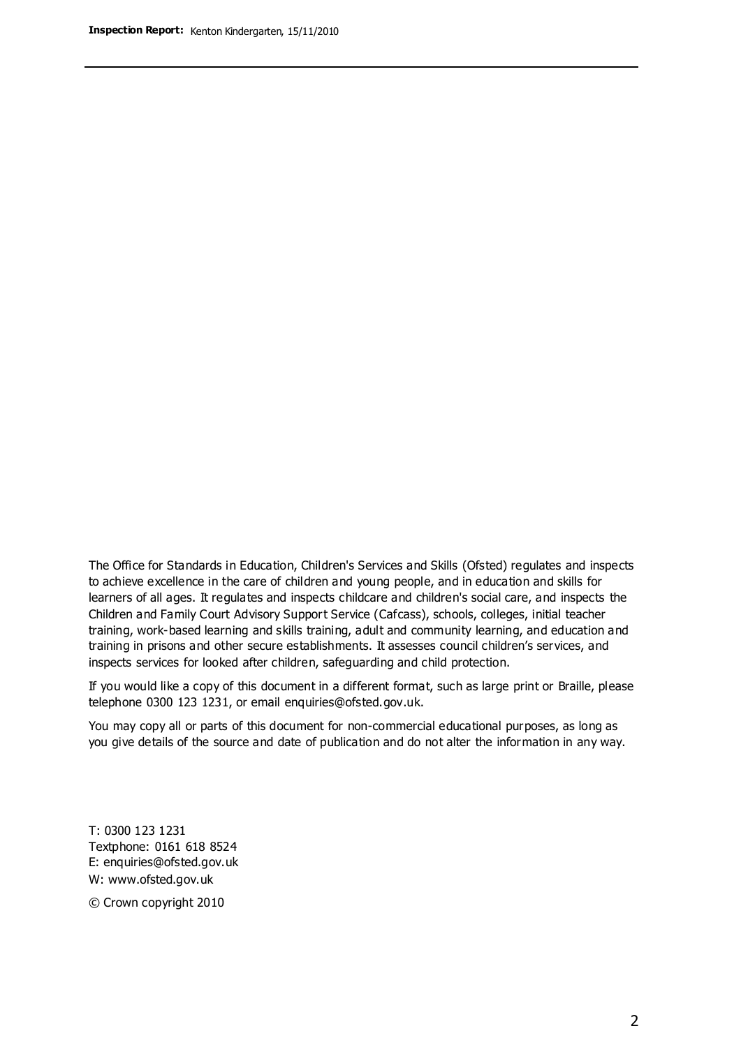The Office for Standards in Education, Children's Services and Skills (Ofsted) regulates and inspects to achieve excellence in the care of children and young people, and in education and skills for learners of all ages. It regulates and inspects childcare and children's social care, and inspects the Children and Family Court Advisory Support Service (Cafcass), schools, colleges, initial teacher training, work-based learning and skills training, adult and community learning, and education and training in prisons and other secure establishments. It assesses council children's services, and inspects services for looked after children, safeguarding and child protection.

If you would like a copy of this document in a different format, such as large print or Braille, please telephone 0300 123 1231, or email enquiries@ofsted.gov.uk.

You may copy all or parts of this document for non-commercial educational purposes, as long as you give details of the source and date of publication and do not alter the information in any way.

T: 0300 123 1231
Textphone: 0161 618 8524
E: enquiries@ofsted.gov.uk
W: www.ofsted.gov.uk

© Crown copyright 2010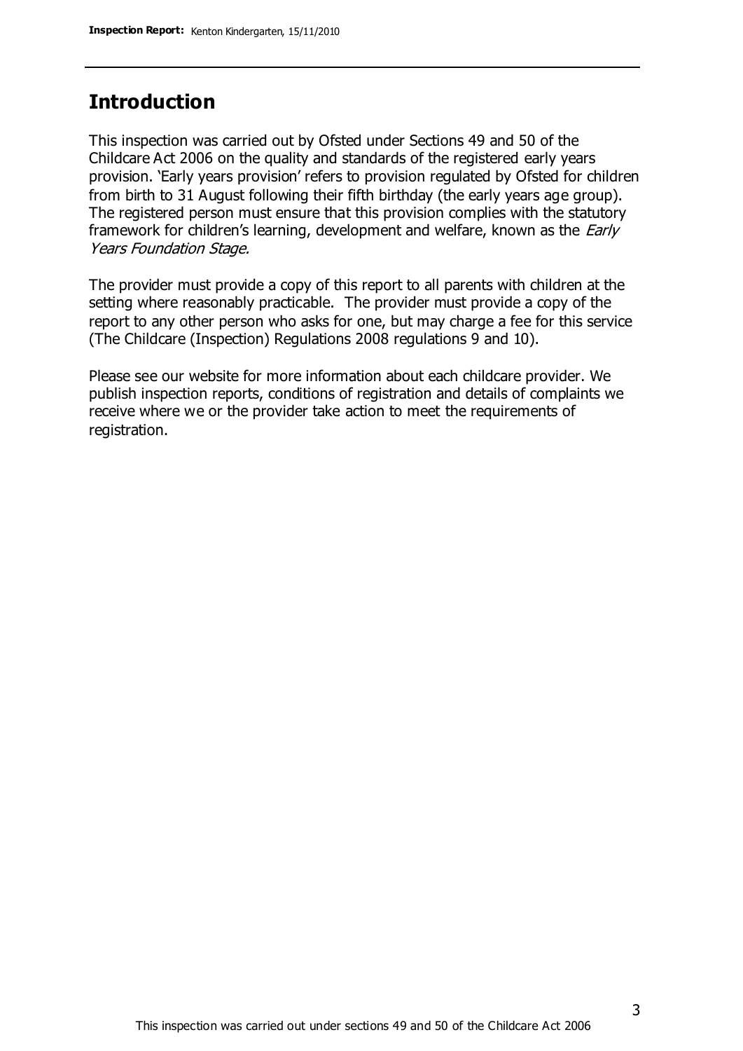## Introduction

This inspection was carried out by Ofsted under Sections 49 and 50 of the Childcare Act 2006 on the quality and standards of the registered early years provision. 'Early years provision' refers to provision regulated by Ofsted for children from birth to 31 August following their fifth birthday (the early years age group). The registered person must ensure that this provision complies with the statutory framework for children's learning, development and welfare, known as the *Early Years Foundation Stage.*

The provider must provide a copy of this report to all parents with children at the setting where reasonably practicable. The provider must provide a copy of the report to any other person who asks for one, but may charge a fee for this service (The Childcare (Inspection) Regulations 2008 regulations 9 and 10).

Please see our website for more information about each childcare provider. We publish inspection reports, conditions of registration and details of complaints we receive where we or the provider take action to meet the requirements of registration.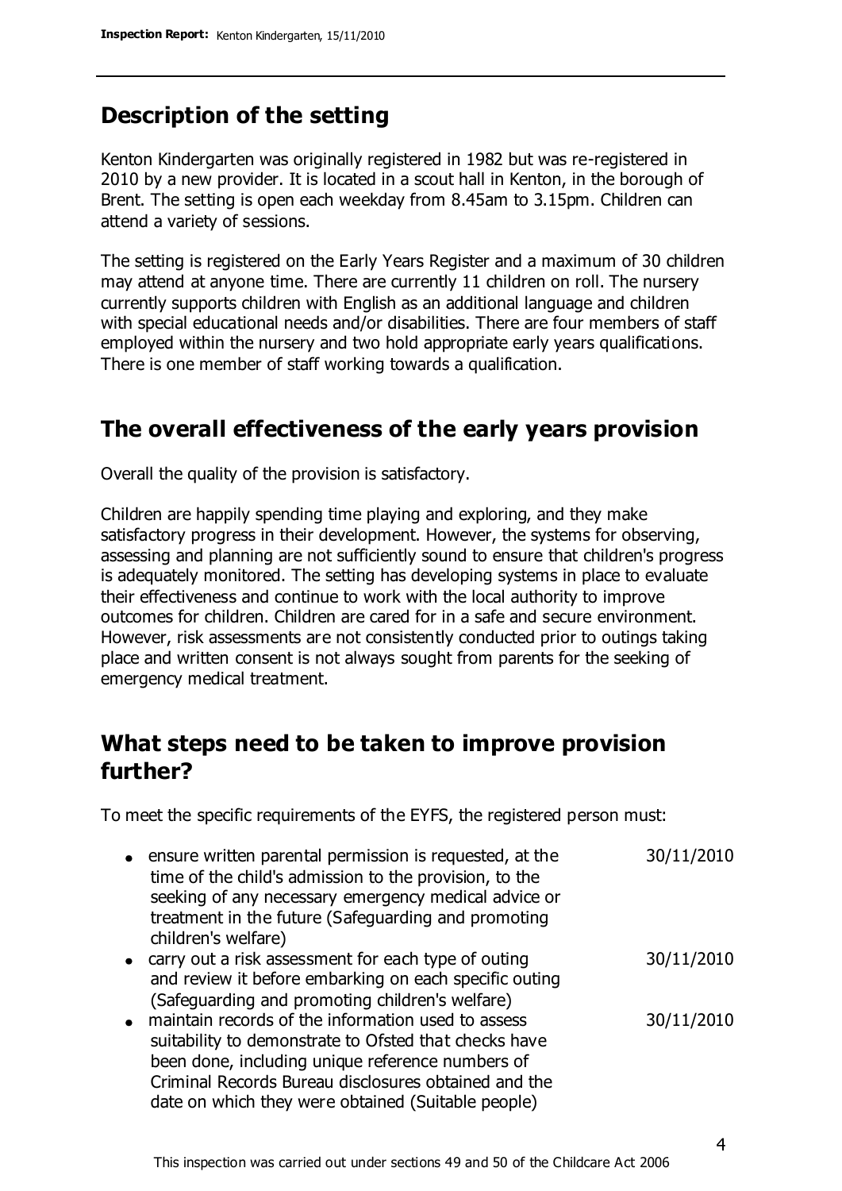## Description of the setting

Kenton Kindergarten was originally registered in 1982 but was re-registered in 2010 by a new provider. It is located in a scout hall in Kenton, in the borough of Brent. The setting is open each weekday from 8.45am to 3.15pm. Children can attend a variety of sessions.

The setting is registered on the Early Years Register and a maximum of 30 children may attend at anyone time. There are currently 11 children on roll. The nursery currently supports children with English as an additional language and children with special educational needs and/or disabilities. There are four members of staff employed within the nursery and two hold appropriate early years qualifications. There is one member of staff working towards a qualification.

## The overall effectiveness of the early years provision

Overall the quality of the provision is satisfactory.

Children are happily spending time playing and exploring, and they make satisfactory progress in their development. However, the systems for observing, assessing and planning are not sufficiently sound to ensure that children's progress is adequately monitored. The setting has developing systems in place to evaluate their effectiveness and continue to work with the local authority to improve outcomes for children. Children are cared for in a safe and secure environment. However, risk assessments are not consistently conducted prior to outings taking place and written consent is not always sought from parents for the seeking of emergency medical treatment.

## What steps need to be taken to improve provision further?

To meet the specific requirements of the EYFS, the registered person must:

| | |
|---|---|
| • ensure written parental permission is requested, at the time of the child's admission to the provision, to the seeking of any necessary emergency medical advice or treatment in the future (Safeguarding and promoting children's welfare) | 30/11/2010 |
| • carry out a risk assessment for each type of outing and review it before embarking on each specific outing (Safeguarding and promoting children's welfare) | 30/11/2010 |
| • maintain records of the information used to assess suitability to demonstrate to Ofsted that checks have been done, including unique reference numbers of Criminal Records Bureau disclosures obtained and the date on which they were obtained (Suitable people) | 30/11/2010 |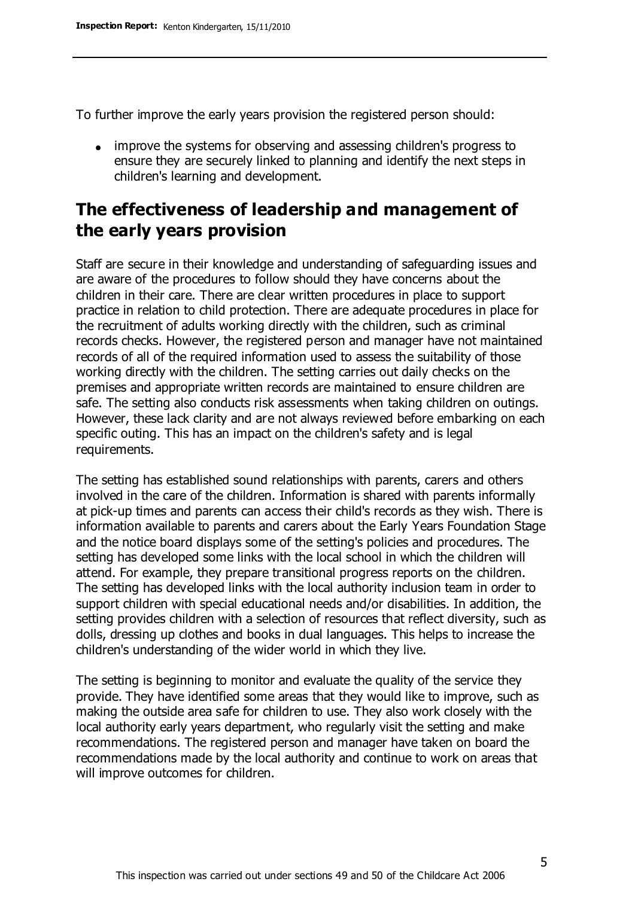To further improve the early years provision the registered person should:

- improve the systems for observing and assessing children's progress to ensure they are securely linked to planning and identify the next steps in children's learning and development.

## The effectiveness of leadership and management of the early years provision

Staff are secure in their knowledge and understanding of safeguarding issues and are aware of the procedures to follow should they have concerns about the children in their care. There are clear written procedures in place to support practice in relation to child protection. There are adequate procedures in place for the recruitment of adults working directly with the children, such as criminal records checks. However, the registered person and manager have not maintained records of all of the required information used to assess the suitability of those working directly with the children. The setting carries out daily checks on the premises and appropriate written records are maintained to ensure children are safe. The setting also conducts risk assessments when taking children on outings. However, these lack clarity and are not always reviewed before embarking on each specific outing. This has an impact on the children's safety and is legal requirements.

The setting has established sound relationships with parents, carers and others involved in the care of the children. Information is shared with parents informally at pick-up times and parents can access their child's records as they wish. There is information available to parents and carers about the Early Years Foundation Stage and the notice board displays some of the setting's policies and procedures. The setting has developed some links with the local school in which the children will attend. For example, they prepare transitional progress reports on the children. The setting has developed links with the local authority inclusion team in order to support children with special educational needs and/or disabilities. In addition, the setting provides children with a selection of resources that reflect diversity, such as dolls, dressing up clothes and books in dual languages. This helps to increase the children's understanding of the wider world in which they live.

The setting is beginning to monitor and evaluate the quality of the service they provide. They have identified some areas that they would like to improve, such as making the outside area safe for children to use. They also work closely with the local authority early years department, who regularly visit the setting and make recommendations. The registered person and manager have taken on board the recommendations made by the local authority and continue to work on areas that will improve outcomes for children.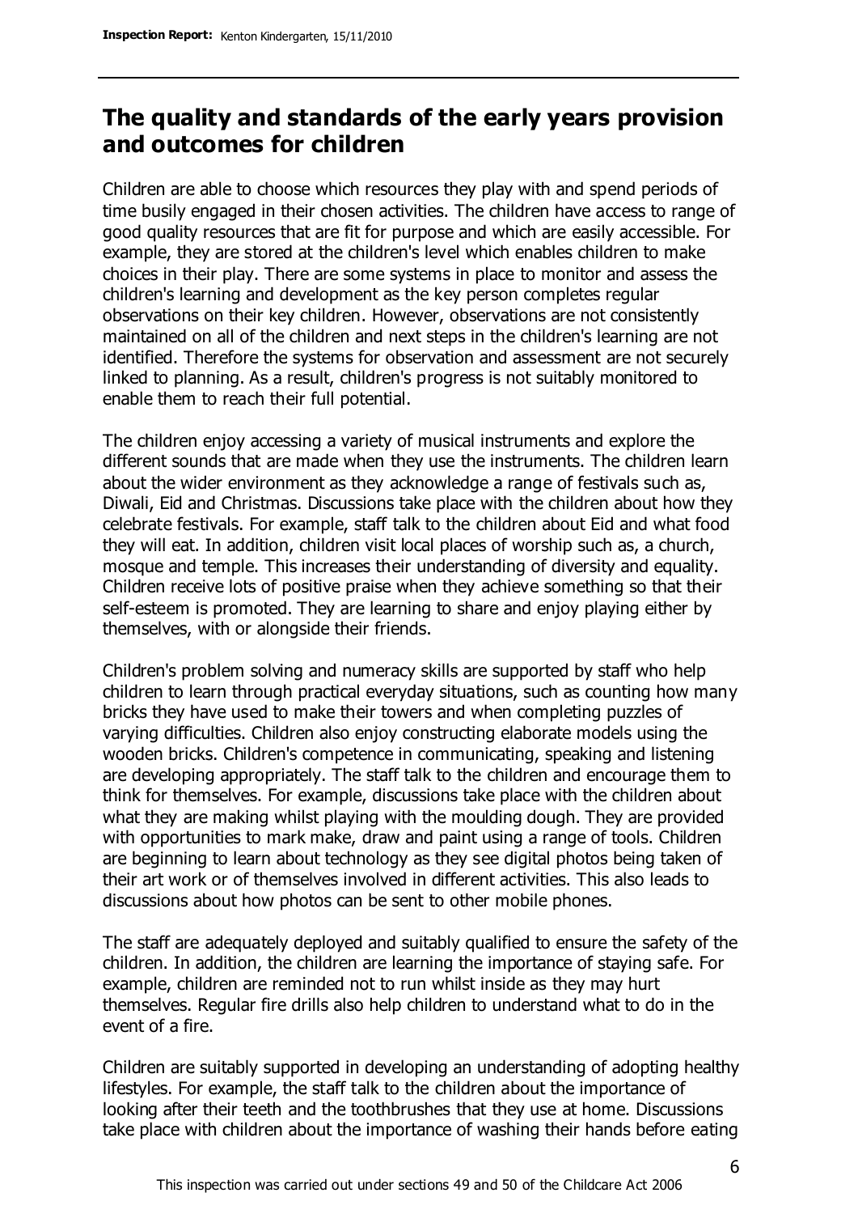## The quality and standards of the early years provision and outcomes for children

Children are able to choose which resources they play with and spend periods of time busily engaged in their chosen activities. The children have access to range of good quality resources that are fit for purpose and which are easily accessible. For example, they are stored at the children's level which enables children to make choices in their play. There are some systems in place to monitor and assess the children's learning and development as the key person completes regular observations on their key children. However, observations are not consistently maintained on all of the children and next steps in the children's learning are not identified. Therefore the systems for observation and assessment are not securely linked to planning. As a result, children's progress is not suitably monitored to enable them to reach their full potential.

The children enjoy accessing a variety of musical instruments and explore the different sounds that are made when they use the instruments. The children learn about the wider environment as they acknowledge a range of festivals such as, Diwali, Eid and Christmas. Discussions take place with the children about how they celebrate festivals. For example, staff talk to the children about Eid and what food they will eat. In addition, children visit local places of worship such as, a church, mosque and temple. This increases their understanding of diversity and equality. Children receive lots of positive praise when they achieve something so that their self-esteem is promoted. They are learning to share and enjoy playing either by themselves, with or alongside their friends.

Children's problem solving and numeracy skills are supported by staff who help children to learn through practical everyday situations, such as counting how many bricks they have used to make their towers and when completing puzzles of varying difficulties. Children also enjoy constructing elaborate models using the wooden bricks. Children's competence in communicating, speaking and listening are developing appropriately. The staff talk to the children and encourage them to think for themselves. For example, discussions take place with the children about what they are making whilst playing with the moulding dough. They are provided with opportunities to mark make, draw and paint using a range of tools. Children are beginning to learn about technology as they see digital photos being taken of their art work or of themselves involved in different activities. This also leads to discussions about how photos can be sent to other mobile phones.

The staff are adequately deployed and suitably qualified to ensure the safety of the children. In addition, the children are learning the importance of staying safe. For example, children are reminded not to run whilst inside as they may hurt themselves. Regular fire drills also help children to understand what to do in the event of a fire.

Children are suitably supported in developing an understanding of adopting healthy lifestyles. For example, the staff talk to the children about the importance of looking after their teeth and the toothbrushes that they use at home. Discussions take place with children about the importance of washing their hands before eating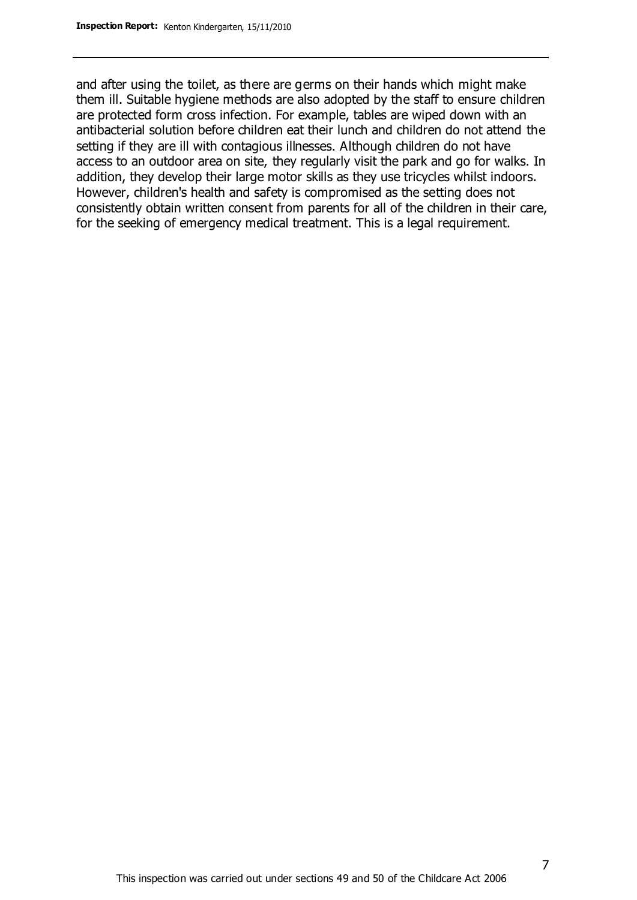and after using the toilet, as there are germs on their hands which might make them ill. Suitable hygiene methods are also adopted by the staff to ensure children are protected form cross infection. For example, tables are wiped down with an antibacterial solution before children eat their lunch and children do not attend the setting if they are ill with contagious illnesses. Although children do not have access to an outdoor area on site, they regularly visit the park and go for walks. In addition, they develop their large motor skills as they use tricycles whilst indoors. However, children's health and safety is compromised as the setting does not consistently obtain written consent from parents for all of the children in their care, for the seeking of emergency medical treatment. This is a legal requirement.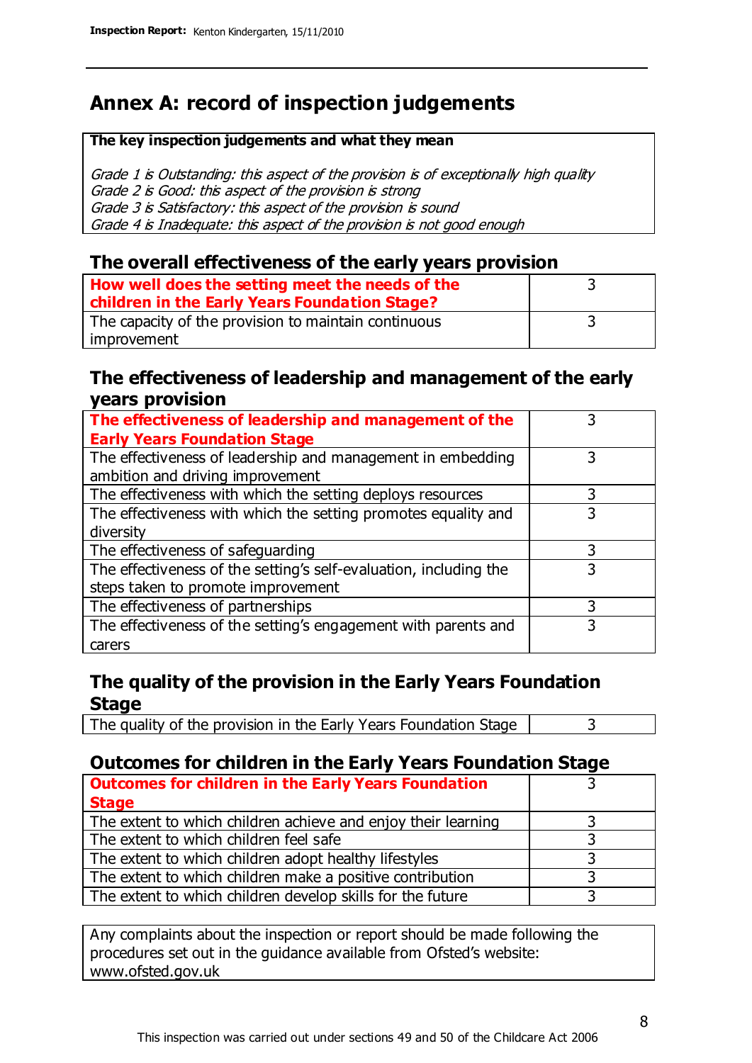# Annex A: record of inspection judgements

| |
|---|
| **The key inspection judgements and what they mean** |
| *Grade 1 is Outstanding: this aspect of the provision is of exceptionally high quality*<br>*Grade 2 is Good: this aspect of the provision is strong*<br>*Grade 3 is Satisfactory: this aspect of the provision is sound*<br>*Grade 4 is Inadequate: this aspect of the provision is not good enough* |

## The overall effectiveness of the early years provision

| | |
|---|---|
| **How well does the setting meet the needs of the children in the Early Years Foundation Stage?** | 3 |
| The capacity of the provision to maintain continuous improvement | 3 |

## The effectiveness of leadership and management of the early years provision

| | |
|---|---|
| **The effectiveness of leadership and management of the Early Years Foundation Stage** | 3 |
| The effectiveness of leadership and management in embedding ambition and driving improvement | 3 |
| The effectiveness with which the setting deploys resources | 3 |
| The effectiveness with which the setting promotes equality and diversity | 3 |
| The effectiveness of safeguarding | 3 |
| The effectiveness of the setting's self-evaluation, including the steps taken to promote improvement | 3 |
| The effectiveness of partnerships | 3 |
| The effectiveness of the setting's engagement with parents and carers | 3 |

## The quality of the provision in the Early Years Foundation Stage

| | |
|---|---|
| The quality of the provision in the Early Years Foundation Stage | 3 |

## Outcomes for children in the Early Years Foundation Stage

| | |
|---|---|
| **Outcomes for children in the Early Years Foundation Stage** | 3 |
| The extent to which children achieve and enjoy their learning | 3 |
| The extent to which children feel safe | 3 |
| The extent to which children adopt healthy lifestyles | 3 |
| The extent to which children make a positive contribution | 3 |
| The extent to which children develop skills for the future | 3 |

Any complaints about the inspection or report should be made following the procedures set out in the guidance available from Ofsted's website: www.ofsted.gov.uk

This inspection was carried out under sections 49 and 50 of the Childcare Act 2006